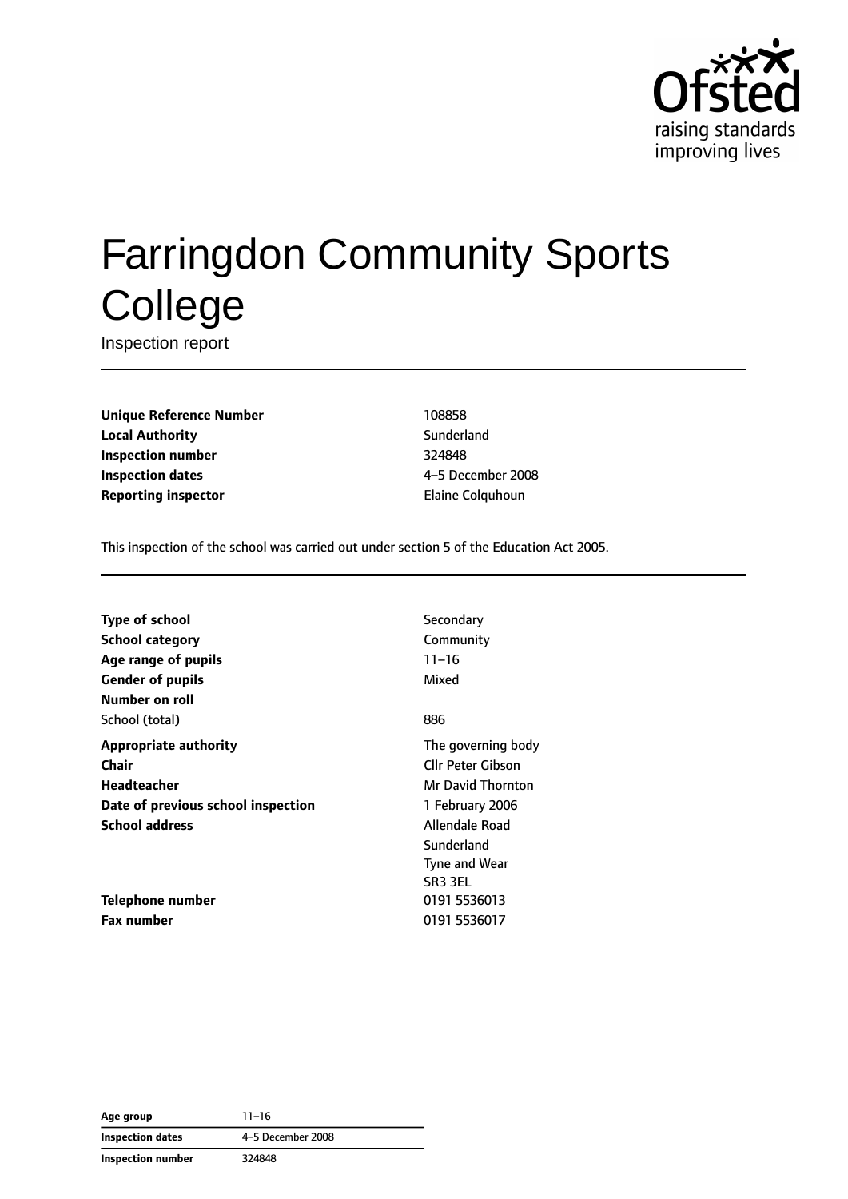# Farringdon Community Sports College

Inspection report

| | |
|---|---|
| **Unique Reference Number** | 108858 |
| **Local Authority** | Sunderland |
| **Inspection number** | 324848 |
| **Inspection dates** | 4–5 December 2008 |
| **Reporting inspector** | Elaine Colquhoun |

This inspection of the school was carried out under section 5 of the Education Act 2005.

| | |
|---|---|
| **Type of school** | Secondary |
| **School category** | Community |
| **Age range of pupils** | 11–16 |
| **Gender of pupils** | Mixed |
| **Number on roll** | |
| School (total) | 886 |
| **Appropriate authority** | The governing body |
| **Chair** | Cllr Peter Gibson |
| **Headteacher** | Mr David Thornton |
| **Date of previous school inspection** | 1 February 2006 |
| **School address** | Allendale Road<br>Sunderland<br>Tyne and Wear<br>SR3 3EL |
| **Telephone number** | 0191 5536013 |
| **Fax number** | 0191 5536017 |

| | |
|---|---|
| **Age group** | 11–16 |
| **Inspection dates** | 4–5 December 2008 |
| **Inspection number** | 324848 |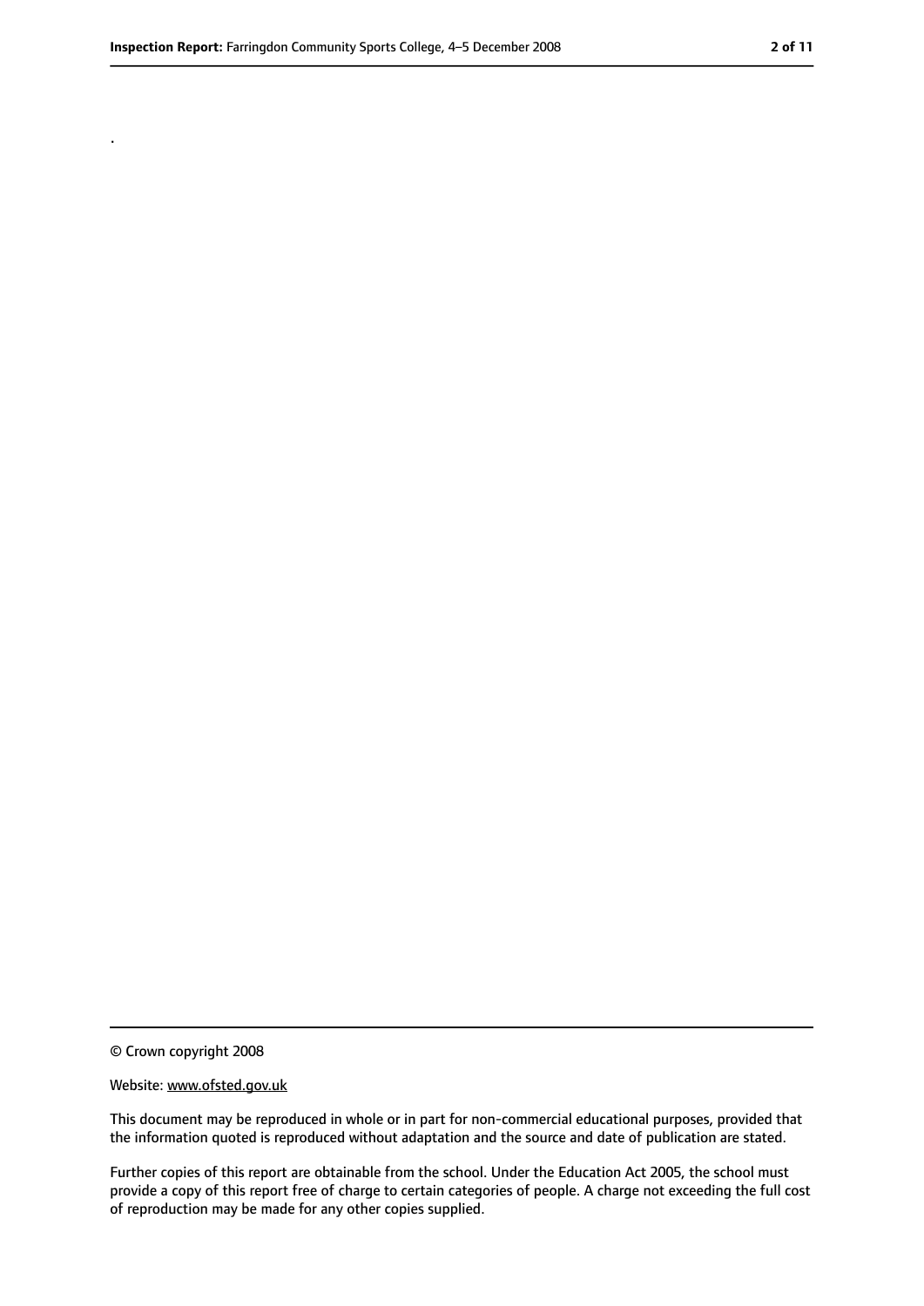.

© Crown copyright 2008

Website: www.ofsted.gov.uk

This document may be reproduced in whole or in part for non-commercial educational purposes, provided that the information quoted is reproduced without adaptation and the source and date of publication are stated.

Further copies of this report are obtainable from the school. Under the Education Act 2005, the school must provide a copy of this report free of charge to certain categories of people. A charge not exceeding the full cost of reproduction may be made for any other copies supplied.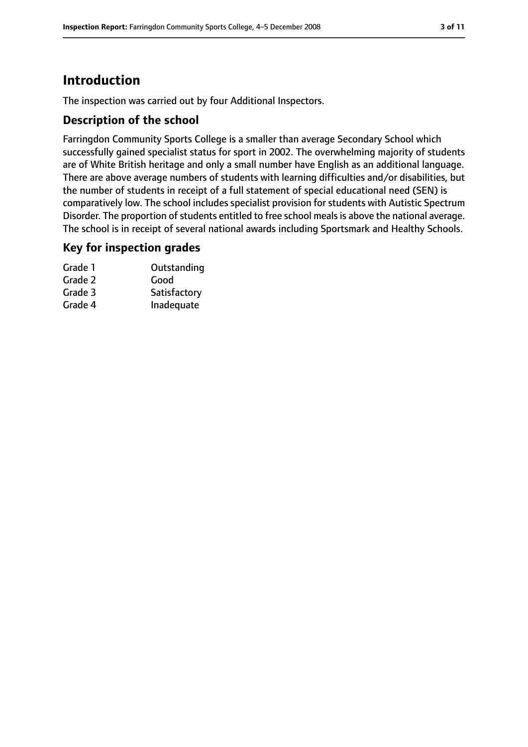# Introduction

The inspection was carried out by four Additional Inspectors.

## Description of the school

Farringdon Community Sports College is a smaller than average Secondary School which successfully gained specialist status for sport in 2002. The overwhelming majority of students are of White British heritage and only a small number have English as an additional language. There are above average numbers of students with learning difficulties and/or disabilities, but the number of students in receipt of a full statement of special educational need (SEN) is comparatively low. The school includes specialist provision for students with Autistic Spectrum Disorder. The proportion of students entitled to free school meals is above the national average. The school is in receipt of several national awards including Sportsmark and Healthy Schools.

## Key for inspection grades

| | |
|---|---|
| Grade 1 | Outstanding |
| Grade 2 | Good |
| Grade 3 | Satisfactory |
| Grade 4 | Inadequate |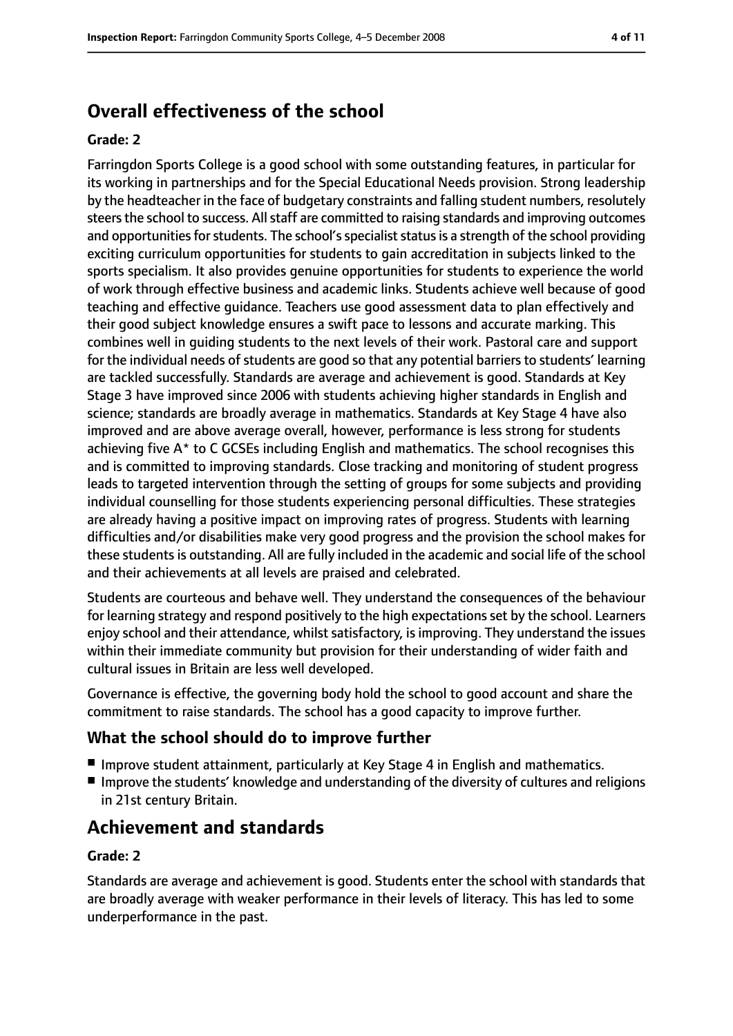# Overall effectiveness of the school

### Grade: 2

Farringdon Sports College is a good school with some outstanding features, in particular for its working in partnerships and for the Special Educational Needs provision. Strong leadership by the headteacher in the face of budgetary constraints and falling student numbers, resolutely steers the school to success. All staff are committed to raising standards and improving outcomes and opportunities for students. The school's specialist status is a strength of the school providing exciting curriculum opportunities for students to gain accreditation in subjects linked to the sports specialism. It also provides genuine opportunities for students to experience the world of work through effective business and academic links. Students achieve well because of good teaching and effective guidance. Teachers use good assessment data to plan effectively and their good subject knowledge ensures a swift pace to lessons and accurate marking. This combines well in guiding students to the next levels of their work. Pastoral care and support for the individual needs of students are good so that any potential barriers to students' learning are tackled successfully. Standards are average and achievement is good. Standards at Key Stage 3 have improved since 2006 with students achieving higher standards in English and science; standards are broadly average in mathematics. Standards at Key Stage 4 have also improved and are above average overall, however, performance is less strong for students achieving five A* to C GCSEs including English and mathematics. The school recognises this and is committed to improving standards. Close tracking and monitoring of student progress leads to targeted intervention through the setting of groups for some subjects and providing individual counselling for those students experiencing personal difficulties. These strategies are already having a positive impact on improving rates of progress. Students with learning difficulties and/or disabilities make very good progress and the provision the school makes for these students is outstanding. All are fully included in the academic and social life of the school and their achievements at all levels are praised and celebrated.

Students are courteous and behave well. They understand the consequences of the behaviour for learning strategy and respond positively to the high expectations set by the school. Learners enjoy school and their attendance, whilst satisfactory, is improving. They understand the issues within their immediate community but provision for their understanding of wider faith and cultural issues in Britain are less well developed.

Governance is effective, the governing body hold the school to good account and share the commitment to raise standards. The school has a good capacity to improve further.

## What the school should do to improve further

- Improve student attainment, particularly at Key Stage 4 in English and mathematics.
- Improve the students' knowledge and understanding of the diversity of cultures and religions in 21st century Britain.

# Achievement and standards

### Grade: 2

Standards are average and achievement is good. Students enter the school with standards that are broadly average with weaker performance in their levels of literacy. This has led to some underperformance in the past.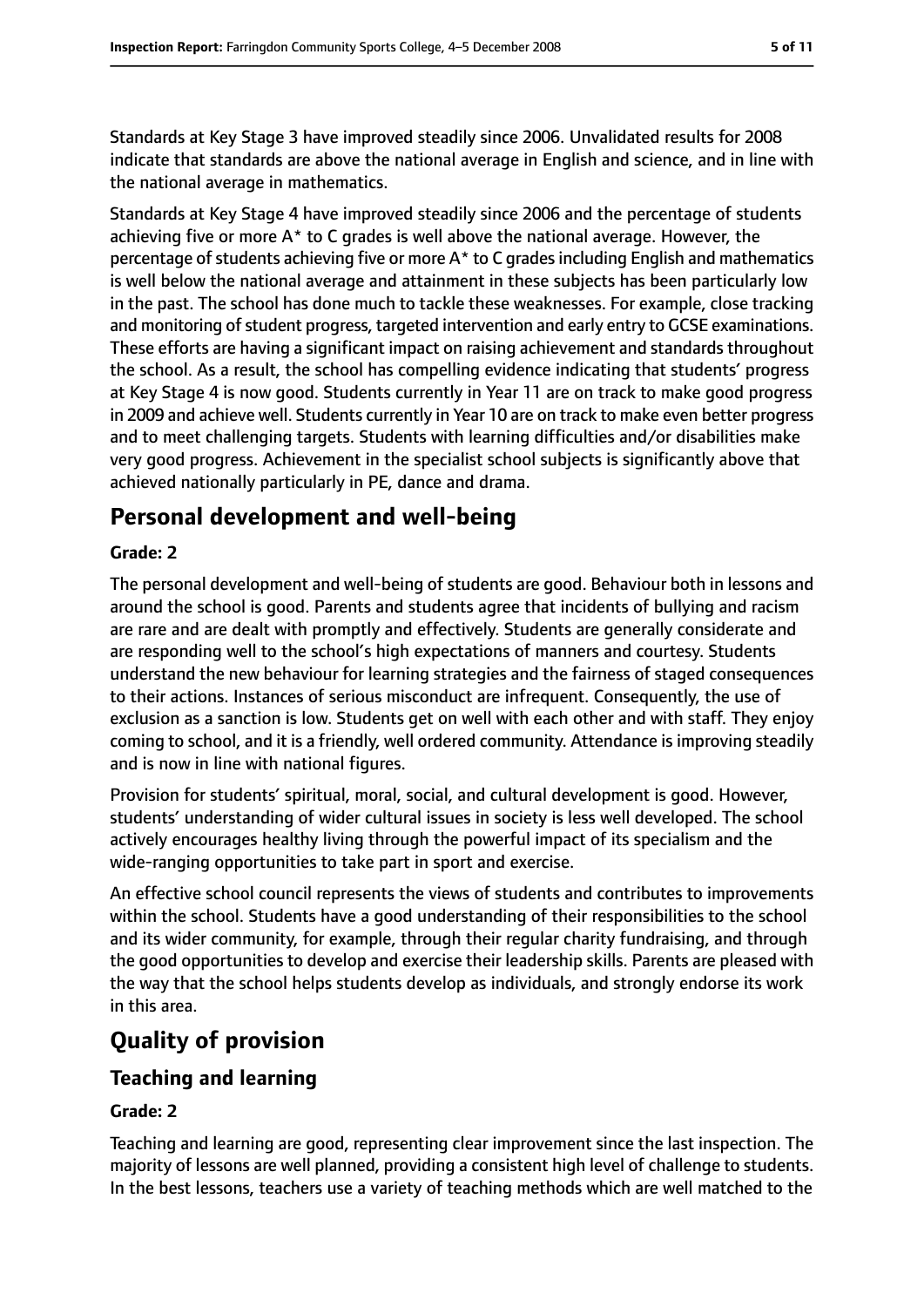Standards at Key Stage 3 have improved steadily since 2006. Unvalidated results for 2008 indicate that standards are above the national average in English and science, and in line with the national average in mathematics.

Standards at Key Stage 4 have improved steadily since 2006 and the percentage of students achieving five or more A* to C grades is well above the national average. However, the percentage of students achieving five or more A* to C grades including English and mathematics is well below the national average and attainment in these subjects has been particularly low in the past. The school has done much to tackle these weaknesses. For example, close tracking and monitoring of student progress, targeted intervention and early entry to GCSE examinations. These efforts are having a significant impact on raising achievement and standards throughout the school. As a result, the school has compelling evidence indicating that students' progress at Key Stage 4 is now good. Students currently in Year 11 are on track to make good progress in 2009 and achieve well. Students currently in Year 10 are on track to make even better progress and to meet challenging targets. Students with learning difficulties and/or disabilities make very good progress. Achievement in the specialist school subjects is significantly above that achieved nationally particularly in PE, dance and drama.

## Personal development and well-being

**Grade: 2**

The personal development and well-being of students are good. Behaviour both in lessons and around the school is good. Parents and students agree that incidents of bullying and racism are rare and are dealt with promptly and effectively. Students are generally considerate and are responding well to the school's high expectations of manners and courtesy. Students understand the new behaviour for learning strategies and the fairness of staged consequences to their actions. Instances of serious misconduct are infrequent. Consequently, the use of exclusion as a sanction is low. Students get on well with each other and with staff. They enjoy coming to school, and it is a friendly, well ordered community. Attendance is improving steadily and is now in line with national figures.

Provision for students' spiritual, moral, social, and cultural development is good. However, students' understanding of wider cultural issues in society is less well developed. The school actively encourages healthy living through the powerful impact of its specialism and the wide-ranging opportunities to take part in sport and exercise.

An effective school council represents the views of students and contributes to improvements within the school. Students have a good understanding of their responsibilities to the school and its wider community, for example, through their regular charity fundraising, and through the good opportunities to develop and exercise their leadership skills. Parents are pleased with the way that the school helps students develop as individuals, and strongly endorse its work in this area.

# Quality of provision

## Teaching and learning

**Grade: 2**

Teaching and learning are good, representing clear improvement since the last inspection. The majority of lessons are well planned, providing a consistent high level of challenge to students. In the best lessons, teachers use a variety of teaching methods which are well matched to the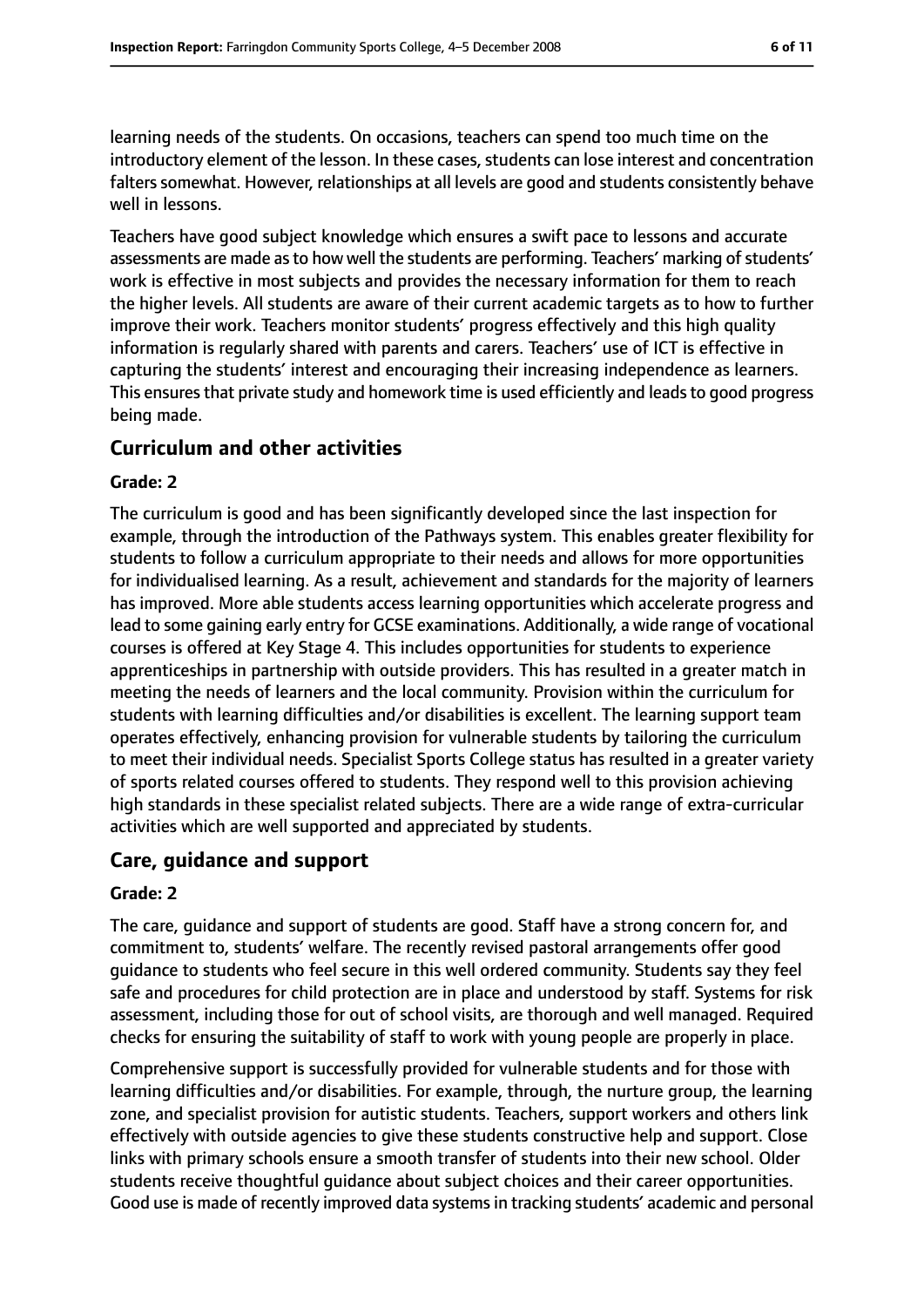learning needs of the students. On occasions, teachers can spend too much time on the introductory element of the lesson. In these cases, students can lose interest and concentration falters somewhat. However, relationships at all levels are good and students consistently behave well in lessons.

Teachers have good subject knowledge which ensures a swift pace to lessons and accurate assessments are made as to how well the students are performing. Teachers' marking of students' work is effective in most subjects and provides the necessary information for them to reach the higher levels. All students are aware of their current academic targets as to how to further improve their work. Teachers monitor students' progress effectively and this high quality information is regularly shared with parents and carers. Teachers' use of ICT is effective in capturing the students' interest and encouraging their increasing independence as learners. This ensures that private study and homework time is used efficiently and leads to good progress being made.

## Curriculum and other activities

**Grade: 2**

The curriculum is good and has been significantly developed since the last inspection for example, through the introduction of the Pathways system. This enables greater flexibility for students to follow a curriculum appropriate to their needs and allows for more opportunities for individualised learning. As a result, achievement and standards for the majority of learners has improved. More able students access learning opportunities which accelerate progress and lead to some gaining early entry for GCSE examinations. Additionally, a wide range of vocational courses is offered at Key Stage 4. This includes opportunities for students to experience apprenticeships in partnership with outside providers. This has resulted in a greater match in meeting the needs of learners and the local community. Provision within the curriculum for students with learning difficulties and/or disabilities is excellent. The learning support team operates effectively, enhancing provision for vulnerable students by tailoring the curriculum to meet their individual needs. Specialist Sports College status has resulted in a greater variety of sports related courses offered to students. They respond well to this provision achieving high standards in these specialist related subjects. There are a wide range of extra-curricular activities which are well supported and appreciated by students.

## Care, guidance and support

**Grade: 2**

The care, guidance and support of students are good. Staff have a strong concern for, and commitment to, students' welfare. The recently revised pastoral arrangements offer good guidance to students who feel secure in this well ordered community. Students say they feel safe and procedures for child protection are in place and understood by staff. Systems for risk assessment, including those for out of school visits, are thorough and well managed. Required checks for ensuring the suitability of staff to work with young people are properly in place.

Comprehensive support is successfully provided for vulnerable students and for those with learning difficulties and/or disabilities. For example, through, the nurture group, the learning zone, and specialist provision for autistic students. Teachers, support workers and others link effectively with outside agencies to give these students constructive help and support. Close links with primary schools ensure a smooth transfer of students into their new school. Older students receive thoughtful guidance about subject choices and their career opportunities. Good use is made of recently improved data systems in tracking students' academic and personal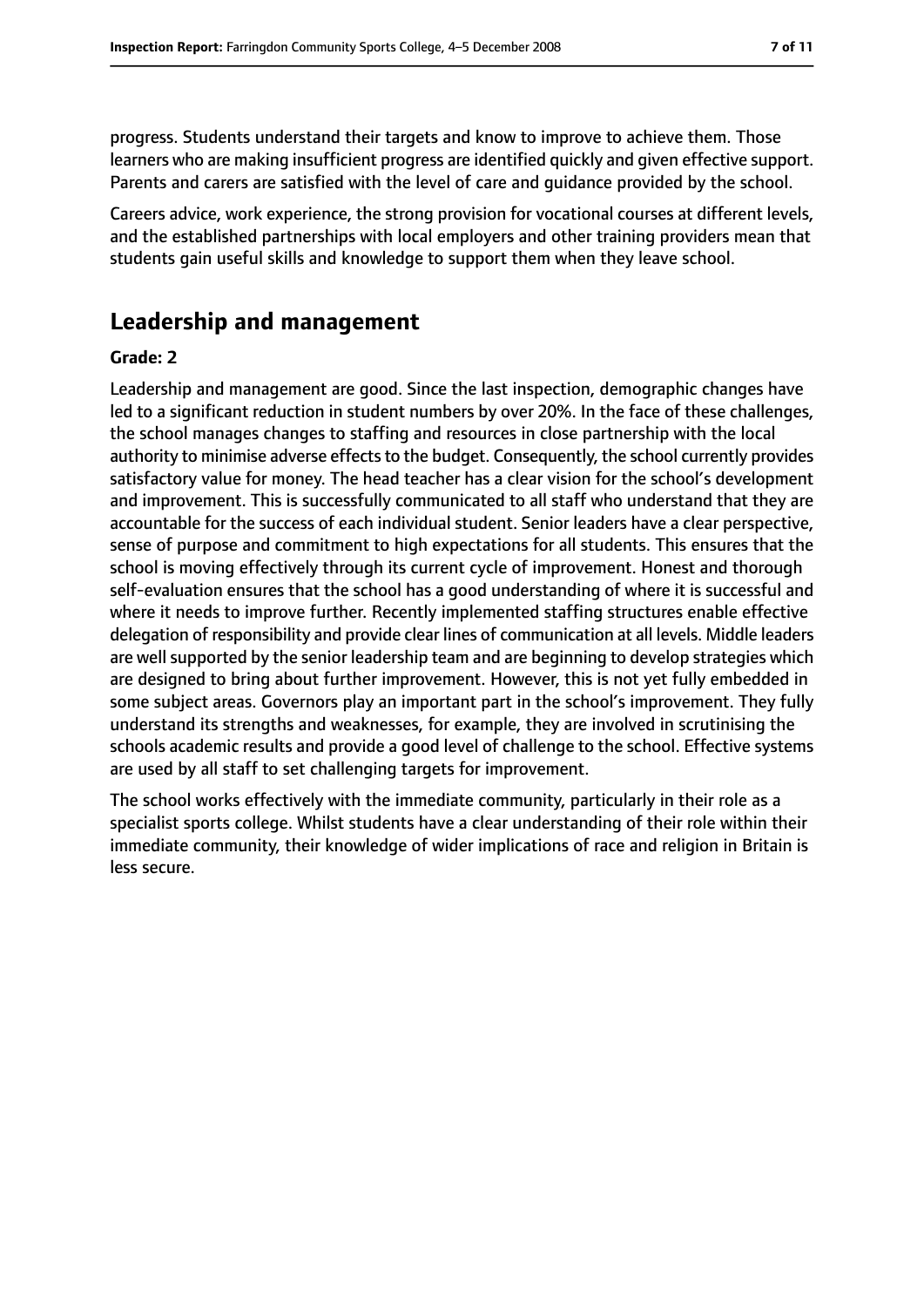progress. Students understand their targets and know to improve to achieve them. Those learners who are making insufficient progress are identified quickly and given effective support. Parents and carers are satisfied with the level of care and guidance provided by the school.

Careers advice, work experience, the strong provision for vocational courses at different levels, and the established partnerships with local employers and other training providers mean that students gain useful skills and knowledge to support them when they leave school.

## Leadership and management

**Grade: 2**

Leadership and management are good. Since the last inspection, demographic changes have led to a significant reduction in student numbers by over 20%. In the face of these challenges, the school manages changes to staffing and resources in close partnership with the local authority to minimise adverse effects to the budget. Consequently, the school currently provides satisfactory value for money. The head teacher has a clear vision for the school's development and improvement. This is successfully communicated to all staff who understand that they are accountable for the success of each individual student. Senior leaders have a clear perspective, sense of purpose and commitment to high expectations for all students. This ensures that the school is moving effectively through its current cycle of improvement. Honest and thorough self-evaluation ensures that the school has a good understanding of where it is successful and where it needs to improve further. Recently implemented staffing structures enable effective delegation of responsibility and provide clear lines of communication at all levels. Middle leaders are well supported by the senior leadership team and are beginning to develop strategies which are designed to bring about further improvement. However, this is not yet fully embedded in some subject areas. Governors play an important part in the school's improvement. They fully understand its strengths and weaknesses, for example, they are involved in scrutinising the schools academic results and provide a good level of challenge to the school. Effective systems are used by all staff to set challenging targets for improvement.

The school works effectively with the immediate community, particularly in their role as a specialist sports college. Whilst students have a clear understanding of their role within their immediate community, their knowledge of wider implications of race and religion in Britain is less secure.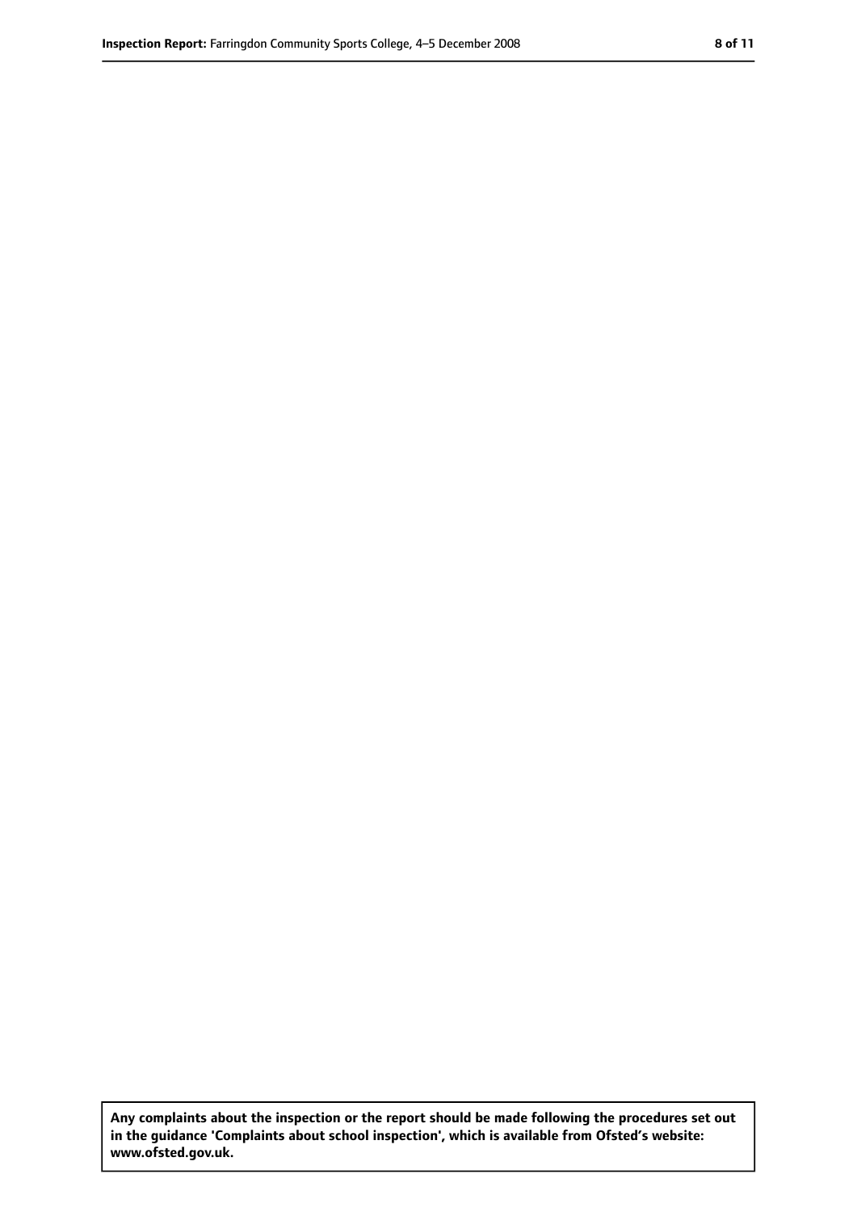**Any complaints about the inspection or the report should be made following the procedures set out in the guidance 'Complaints about school inspection', which is available from Ofsted's website: www.ofsted.gov.uk.**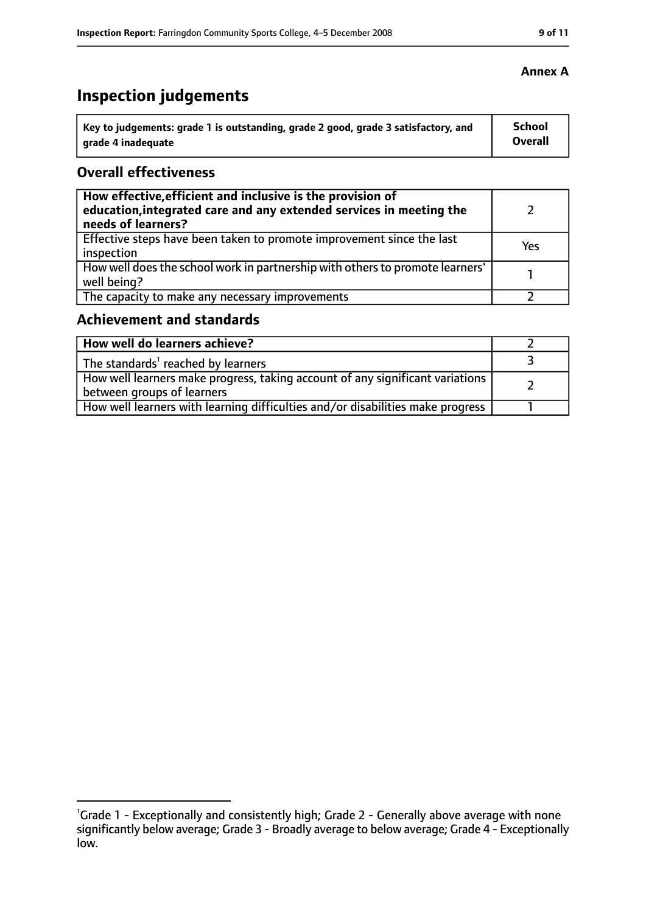**Annex A**

# Inspection judgements

| Key to judgements: grade 1 is outstanding, grade 2 good, grade 3 satisfactory, and grade 4 inadequate | School Overall |
|---|---|

## Overall effectiveness

| | |
|---|---|
| **How effective, efficient and inclusive is the provision of education, integrated care and any extended services in meeting the needs of learners?** | 2 |
| Effective steps have been taken to promote improvement since the last inspection | Yes |
| How well does the school work in partnership with others to promote learners' well being? | 1 |
| The capacity to make any necessary improvements | 2 |

## Achievement and standards

| | |
|---|---|
| **How well do learners achieve?** | 2 |
| The standards[1] reached by learners | 3 |
| How well learners make progress, taking account of any significant variations between groups of learners | 2 |
| How well learners with learning difficulties and/or disabilities make progress | 1 |

[1]Grade 1 - Exceptionally and consistently high; Grade 2 - Generally above average with none significantly below average; Grade 3 - Broadly average to below average; Grade 4 - Exceptionally low.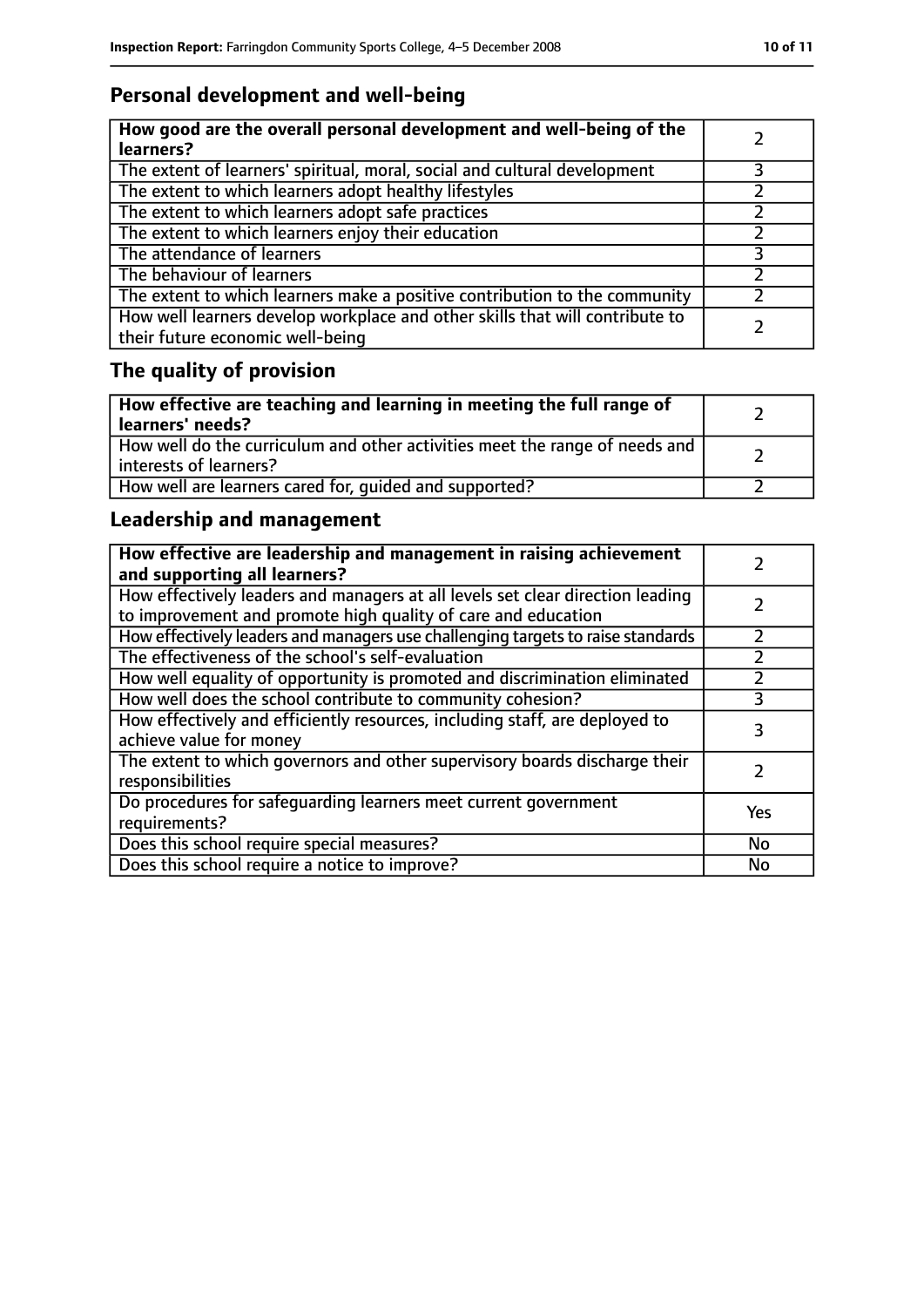## Personal development and well-being

| How good are the overall personal development and well-being of the learners? | 2 |
|---|---|
| The extent of learners' spiritual, moral, social and cultural development | 3 |
| The extent to which learners adopt healthy lifestyles | 2 |
| The extent to which learners adopt safe practices | 2 |
| The extent to which learners enjoy their education | 2 |
| The attendance of learners | 3 |
| The behaviour of learners | 2 |
| The extent to which learners make a positive contribution to the community | 2 |
| How well learners develop workplace and other skills that will contribute to their future economic well-being | 2 |

## The quality of provision

| How effective are teaching and learning in meeting the full range of learners' needs? | 2 |
|---|---|
| How well do the curriculum and other activities meet the range of needs and interests of learners? | 2 |
| How well are learners cared for, guided and supported? | 2 |

## Leadership and management

| How effective are leadership and management in raising achievement and supporting all learners? | 2 |
|---|---|
| How effectively leaders and managers at all levels set clear direction leading to improvement and promote high quality of care and education | 2 |
| How effectively leaders and managers use challenging targets to raise standards | 2 |
| The effectiveness of the school's self-evaluation | 2 |
| How well equality of opportunity is promoted and discrimination eliminated | 2 |
| How well does the school contribute to community cohesion? | 3 |
| How effectively and efficiently resources, including staff, are deployed to achieve value for money | 3 |
| The extent to which governors and other supervisory boards discharge their responsibilities | 2 |
| Do procedures for safeguarding learners meet current government requirements? | Yes |
| Does this school require special measures? | No |
| Does this school require a notice to improve? | No |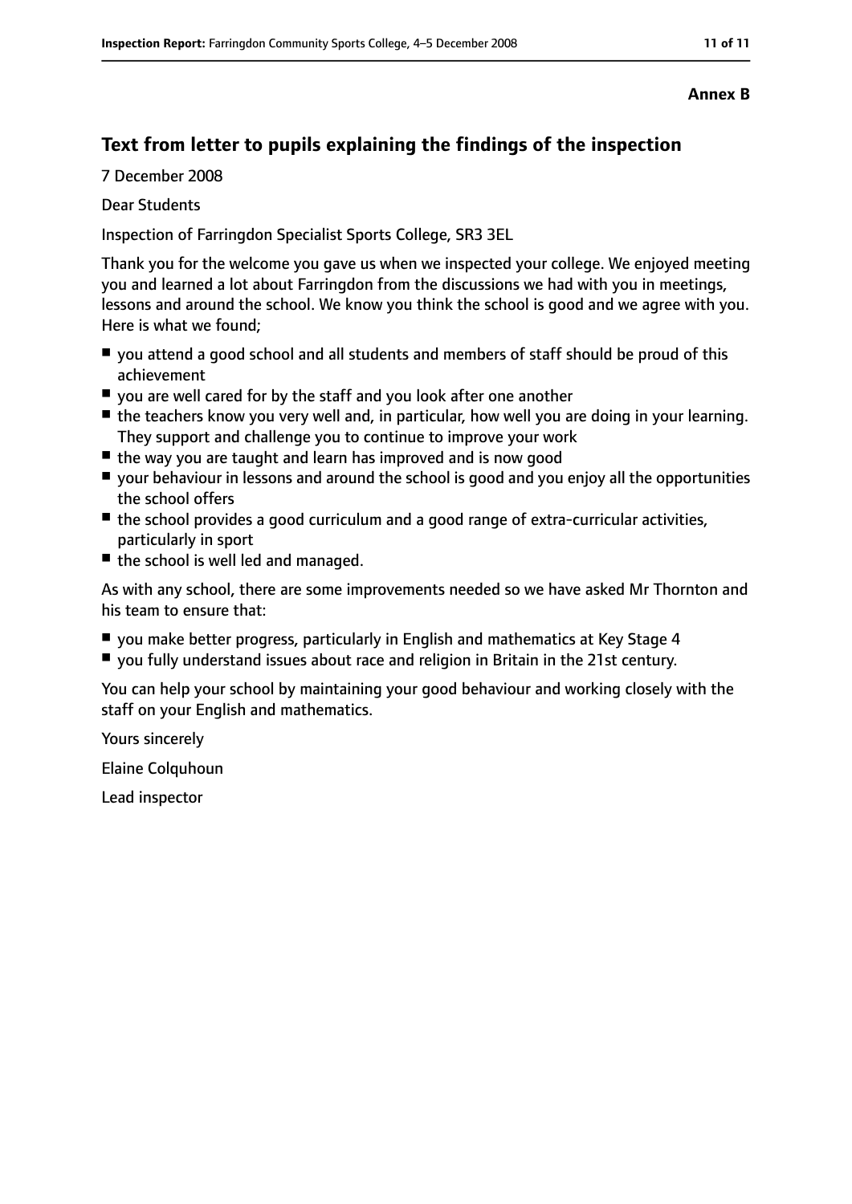**Annex B**

## Text from letter to pupils explaining the findings of the inspection

7 December 2008

Dear Students

Inspection of Farringdon Specialist Sports College, SR3 3EL

Thank you for the welcome you gave us when we inspected your college. We enjoyed meeting you and learned a lot about Farringdon from the discussions we had with you in meetings, lessons and around the school. We know you think the school is good and we agree with you. Here is what we found;

- you attend a good school and all students and members of staff should be proud of this achievement
- you are well cared for by the staff and you look after one another
- the teachers know you very well and, in particular, how well you are doing in your learning. They support and challenge you to continue to improve your work
- the way you are taught and learn has improved and is now good
- your behaviour in lessons and around the school is good and you enjoy all the opportunities the school offers
- the school provides a good curriculum and a good range of extra-curricular activities, particularly in sport
- the school is well led and managed.

As with any school, there are some improvements needed so we have asked Mr Thornton and his team to ensure that:

- you make better progress, particularly in English and mathematics at Key Stage 4
- you fully understand issues about race and religion in Britain in the 21st century.

You can help your school by maintaining your good behaviour and working closely with the staff on your English and mathematics.

Yours sincerely

Elaine Colquhoun

Lead inspector